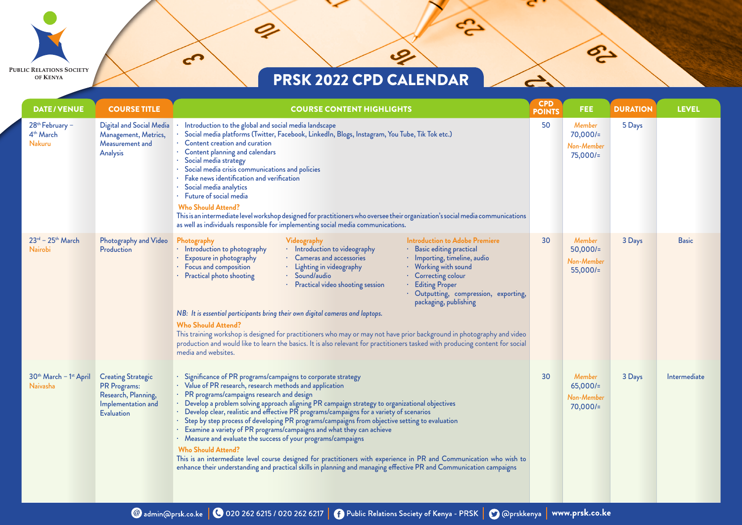Public Relations Society of Kenya

# PRSK 2022 CPD CALENDAR

| DATE / VENUE | COURSE TITLE | COURSE CONTENT HIGHLIGHTS | CPD POINTS | FEE | DURATION | LEVEL |
|---|---|---|---|---|---|---|
| 28th February – 4th March<br>Nakuru | Digital and Social Media Management, Metrics, Measurement and Analysis | · Introduction to the global and social media landscape<br>· Social media platforms (Twitter, Facebook, LinkedIn, Blogs, Instagram, You Tube, Tik Tok etc.)<br>· Content creation and curation<br>· Content planning and calendars<br>· Social media strategy<br>· Social media crisis communications and policies<br>· Fake news identification and verification<br>· Social media analytics<br>· Future of social media<br>**Who Should Attend?**<br>This is an intermediate level workshop designed for practitioners who oversee their organization's social media communications as well as individuals responsible for implementing social media communications. | 50 | *Member* 70,000/=<br>*Non-Member* 75,000/= | 5 Days | |
| 23rd – 25th March<br>Nairobi | Photography and Video Production | **Photography**<br>· Introduction to photography<br>· Exposure in photography<br>· Focus and composition<br>· Practical photo shooting<br>**Videography**<br>· Introduction to videography<br>· Cameras and accessories<br>· Lighting in videography<br>· Sound/audio<br>· Practical video shooting session<br>**Introduction to Adobe Premiere**<br>· Basic editing practical<br>· Importing, timeline, audio<br>· Working with sound<br>· Correcting colour<br>· Editing Proper<br>· Outputting, compression, exporting, packaging, publishing<br>*NB: It is essential participants bring their own digital cameras and laptops.*<br>**Who Should Attend?**<br>This training workshop is designed for practitioners who may or may not have prior background in photography and video production and would like to learn the basics. It is also relevant for practitioners tasked with producing content for social media and websites. | 30 | *Member* 50,000/=<br>*Non-Member* 55,000/= | 3 Days | Basic |
| 30th March – 1st April<br>Naivasha | Creating Strategic PR Programs: Research, Planning, Implementation and Evaluation | · Significance of PR programs/campaigns to corporate strategy<br>· Value of PR research, research methods and application<br>· PR programs/campaigns research and design<br>· Develop a problem solving approach aligning PR campaign strategy to organizational objectives<br>· Develop clear, realistic and effective PR programs/campaigns for a variety of scenarios<br>· Step by step process of developing PR programs/campaigns from objective setting to evaluation<br>· Examine a variety of PR programs/campaigns and what they can achieve<br>· Measure and evaluate the success of your programs/campaigns<br>**Who Should Attend?**<br>This is an intermediate level course designed for practitioners with experience in PR and Communication who wish to enhance their understanding and practical skills in planning and managing effective PR and Communication campaigns | 30 | *Member* 65,000/=<br>*Non-Member* 70,000/= | 3 Days | Intermediate |

admin@prsk.co.ke | 020 262 6215 / 020 262 6217 | Public Relations Society of Kenya - PRSK | @prskkenya | www.prsk.co.ke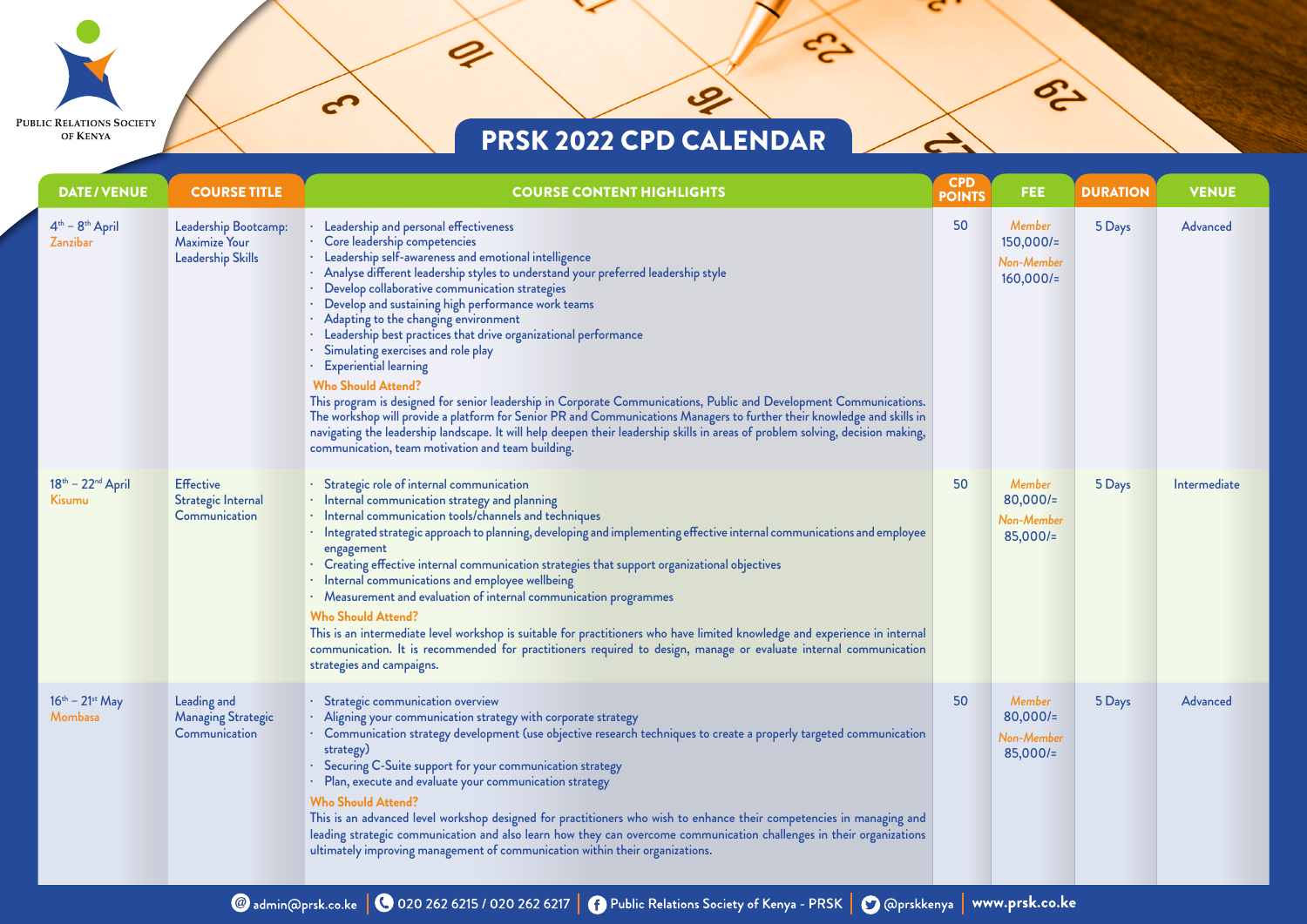Public Relations Society of Kenya

# PRSK 2022 CPD CALENDAR

| DATE / VENUE | COURSE TITLE | COURSE CONTENT HIGHLIGHTS | CPD POINTS | FEE | DURATION | VENUE |
|---|---|---|---|---|---|---|
| 4th – 8th April Zanzibar | Leadership Bootcamp: Maximize Your Leadership Skills | · Leadership and personal effectiveness<br>· Core leadership competencies<br>· Leadership self-awareness and emotional intelligence<br>· Analyse different leadership styles to understand your preferred leadership style<br>· Develop collaborative communication strategies<br>· Develop and sustaining high performance work teams<br>· Adapting to the changing environment<br>· Leadership best practices that drive organizational performance<br>· Simulating exercises and role play<br>· Experiential learning<br>**Who Should Attend?**<br>This program is designed for senior leadership in Corporate Communications, Public and Development Communications. The workshop will provide a platform for Senior PR and Communications Managers to further their knowledge and skills in navigating the leadership landscape. It will help deepen their leadership skills in areas of problem solving, decision making, communication, team motivation and team building. | 50 | *Member* 150,000/= *Non-Member* 160,000/= | 5 Days | Advanced |
| 18th – 22nd April Kisumu | Effective Strategic Internal Communication | · Strategic role of internal communication<br>· Internal communication strategy and planning<br>· Internal communication tools/channels and techniques<br>· Integrated strategic approach to planning, developing and implementing effective internal communications and employee engagement<br>· Creating effective internal communication strategies that support organizational objectives<br>· Internal communications and employee wellbeing<br>· Measurement and evaluation of internal communication programmes<br>**Who Should Attend?**<br>This is an intermediate level workshop is suitable for practitioners who have limited knowledge and experience in internal communication. It is recommended for practitioners required to design, manage or evaluate internal communication strategies and campaigns. | 50 | *Member* 80,000/= *Non-Member* 85,000/= | 5 Days | Intermediate |
| 16th – 21st May Mombasa | Leading and Managing Strategic Communication | · Strategic communication overview<br>· Aligning your communication strategy with corporate strategy<br>· Communication strategy development (use objective research techniques to create a properly targeted communication strategy)<br>· Securing C-Suite support for your communication strategy<br>· Plan, execute and evaluate your communication strategy<br>**Who Should Attend?**<br>This is an advanced level workshop designed for practitioners who wish to enhance their competencies in managing and leading strategic communication and also learn how they can overcome communication challenges in their organizations ultimately improving management of communication within their organizations. | 50 | *Member* 80,000/= *Non-Member* 85,000/= | 5 Days | Advanced |

admin@prsk.co.ke | 020 262 6215 / 020 262 6217 | Public Relations Society of Kenya - PRSK | @prskkenya | www.prsk.co.ke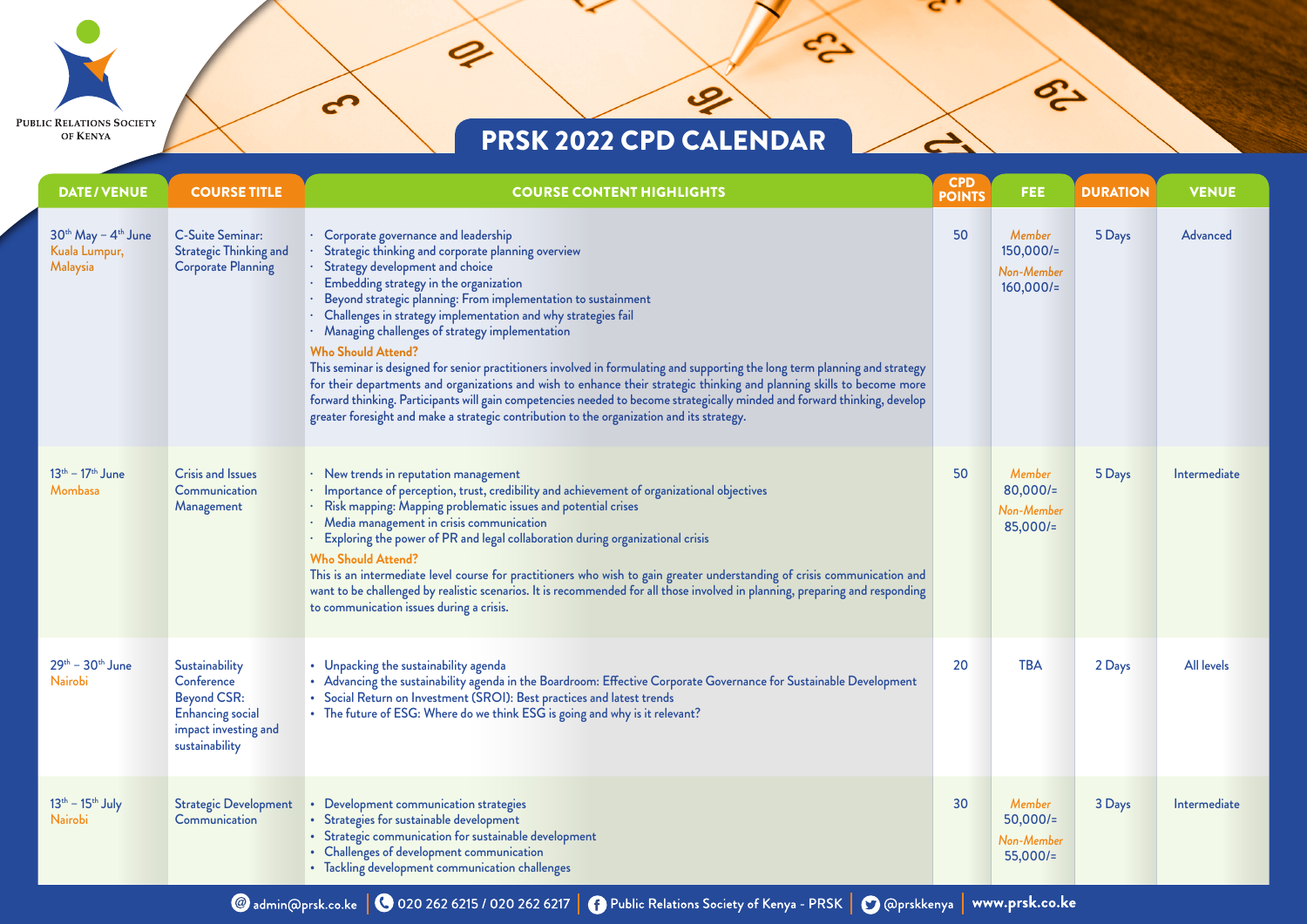# PRSK 2022 CPD CALENDAR

Public Relations Society of Kenya

| DATE / VENUE | COURSE TITLE | COURSE CONTENT HIGHLIGHTS | CPD POINTS | FEE | DURATION | VENUE |
|---|---|---|---|---|---|---|
| 30th May – 4th June<br>Kuala Lumpur, Malaysia | C-Suite Seminar: Strategic Thinking and Corporate Planning | · Corporate governance and leadership<br>· Strategic thinking and corporate planning overview<br>· Strategy development and choice<br>· Embedding strategy in the organization<br>· Beyond strategic planning: From implementation to sustainment<br>· Challenges in strategy implementation and why strategies fail<br>· Managing challenges of strategy implementation<br>**Who Should Attend?**<br>This seminar is designed for senior practitioners involved in formulating and supporting the long term planning and strategy for their departments and organizations and wish to enhance their strategic thinking and planning skills to become more forward thinking. Participants will gain competencies needed to become strategically minded and forward thinking, develop greater foresight and make a strategic contribution to the organization and its strategy. | 50 | *Member* 150,000/=<br>*Non-Member* 160,000/= | 5 Days | Advanced |
| 13th – 17th June<br>Mombasa | Crisis and Issues Communication Management | · New trends in reputation management<br>· Importance of perception, trust, credibility and achievement of organizational objectives<br>· Risk mapping: Mapping problematic issues and potential crises<br>· Media management in crisis communication<br>· Exploring the power of PR and legal collaboration during organizational crisis<br>**Who Should Attend?**<br>This is an intermediate level course for practitioners who wish to gain greater understanding of crisis communication and want to be challenged by realistic scenarios. It is recommended for all those involved in planning, preparing and responding to communication issues during a crisis. | 50 | *Member* 80,000/=<br>*Non-Member* 85,000/= | 5 Days | Intermediate |
| 29th – 30th June<br>Nairobi | Sustainability Conference Beyond CSR: Enhancing social impact investing and sustainability | • Unpacking the sustainability agenda<br>• Advancing the sustainability agenda in the Boardroom: Effective Corporate Governance for Sustainable Development<br>• Social Return on Investment (SROI): Best practices and latest trends<br>• The future of ESG: Where do we think ESG is going and why is it relevant? | 20 | TBA | 2 Days | All levels |
| 13th – 15th July<br>Nairobi | Strategic Development Communication | • Development communication strategies<br>• Strategies for sustainable development<br>• Strategic communication for sustainable development<br>• Challenges of development communication<br>• Tackling development communication challenges | 30 | *Member* 50,000/=<br>*Non-Member* 55,000/= | 3 Days | Intermediate |

admin@prsk.co.ke | 020 262 6215 / 020 262 6217 | Public Relations Society of Kenya - PRSK | @prskkenya | www.prsk.co.ke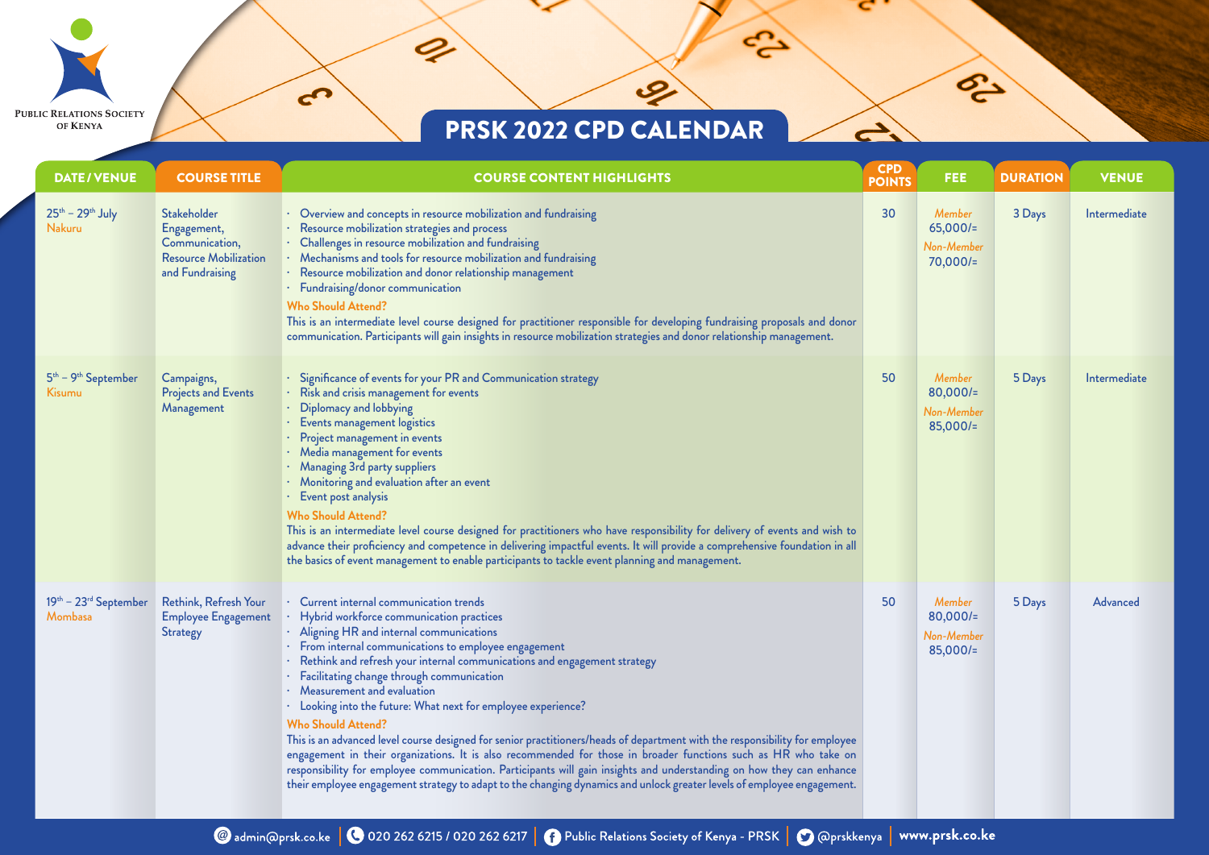PUBLIC RELATIONS SOCIETY OF KENYA

# PRSK 2022 CPD CALENDAR

| DATE / VENUE | COURSE TITLE | COURSE CONTENT HIGHLIGHTS | CPD POINTS | FEE | DURATION | VENUE |
|---|---|---|---|---|---|---|
| 25th – 29th July<br>Nakuru | Stakeholder Engagement, Communication, Resource Mobilization and Fundraising | · Overview and concepts in resource mobilization and fundraising<br>· Resource mobilization strategies and process<br>· Challenges in resource mobilization and fundraising<br>· Mechanisms and tools for resource mobilization and fundraising<br>· Resource mobilization and donor relationship management<br>· Fundraising/donor communication<br>**Who Should Attend?**<br>This is an intermediate level course designed for practitioner responsible for developing fundraising proposals and donor communication. Participants will gain insights in resource mobilization strategies and donor relationship management. | 30 | *Member* 65,000/=<br>*Non-Member* 70,000/= | 3 Days | Intermediate |
| 5th – 9th September<br>Kisumu | Campaigns, Projects and Events Management | · Significance of events for your PR and Communication strategy<br>· Risk and crisis management for events<br>· Diplomacy and lobbying<br>· Events management logistics<br>· Project management in events<br>· Media management for events<br>· Managing 3rd party suppliers<br>· Monitoring and evaluation after an event<br>· Event post analysis<br>**Who Should Attend?**<br>This is an intermediate level course designed for practitioners who have responsibility for delivery of events and wish to advance their proficiency and competence in delivering impactful events. It will provide a comprehensive foundation in all the basics of event management to enable participants to tackle event planning and management. | 50 | *Member* 80,000/=<br>*Non-Member* 85,000/= | 5 Days | Intermediate |
| 19th – 23rd September<br>Mombasa | Rethink, Refresh Your Employee Engagement Strategy | · Current internal communication trends<br>· Hybrid workforce communication practices<br>· Aligning HR and internal communications<br>· From internal communications to employee engagement<br>· Rethink and refresh your internal communications and engagement strategy<br>· Facilitating change through communication<br>· Measurement and evaluation<br>· Looking into the future: What next for employee experience?<br>**Who Should Attend?**<br>This is an advanced level course designed for senior practitioners/heads of department with the responsibility for employee engagement in their organizations. It is also recommended for those in broader functions such as HR who take on responsibility for employee communication. Participants will gain insights and understanding on how they can enhance their employee engagement strategy to adapt to the changing dynamics and unlock greater levels of employee engagement. | 50 | *Member* 80,000/=<br>*Non-Member* 85,000/= | 5 Days | Advanced |

admin@prsk.co.ke | 020 262 6215 / 020 262 6217 | Public Relations Society of Kenya - PRSK | @prskkenya | www.prsk.co.ke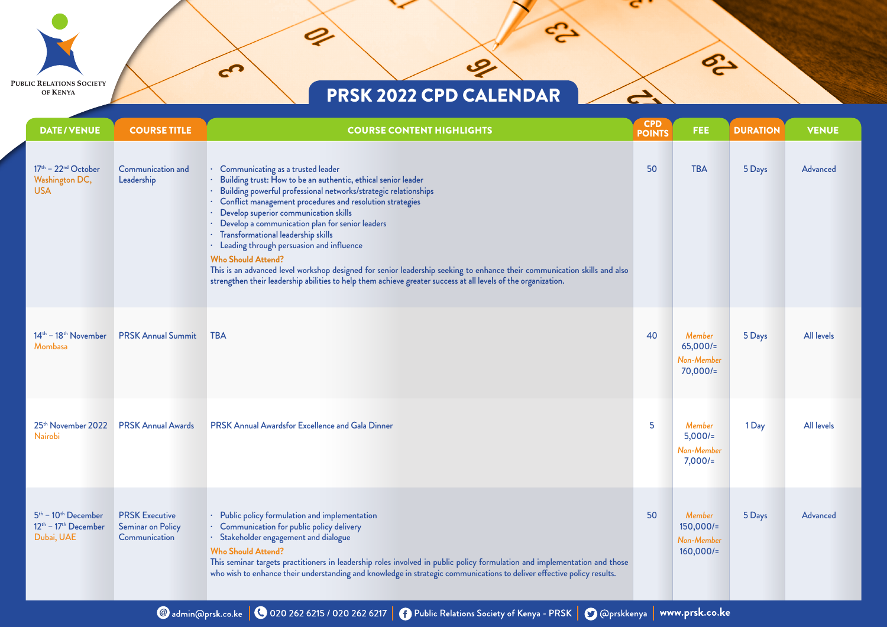Public Relations Society of Kenya

# PRSK 2022 CPD CALENDAR

| DATE / VENUE | COURSE TITLE | COURSE CONTENT HIGHLIGHTS | CPD POINTS | FEE | DURATION | VENUE |
|---|---|---|---|---|---|---|
| 17th – 22nd October Washington DC, USA | Communication and Leadership | · Communicating as a trusted leader<br>· Building trust: How to be an authentic, ethical senior leader<br>· Building powerful professional networks/strategic relationships<br>· Conflict management procedures and resolution strategies<br>· Develop superior communication skills<br>· Develop a communication plan for senior leaders<br>· Transformational leadership skills<br>· Leading through persuasion and influence<br>**Who Should Attend?**<br>This is an advanced level workshop designed for senior leadership seeking to enhance their communication skills and also strengthen their leadership abilities to help them achieve greater success at all levels of the organization. | 50 | TBA | 5 Days | Advanced |
| 14th – 18th November Mombasa | PRSK Annual Summit | TBA | 40 | *Member* 65,000/=<br>*Non-Member* 70,000/= | 5 Days | All levels |
| 25th November 2022 Nairobi | PRSK Annual Awards | PRSK Annual Awardsfor Excellence and Gala Dinner | 5 | *Member* 5,000/=<br>*Non-Member* 7,000/= | 1 Day | All levels |
| 5th – 10th December<br>12th – 17th December Dubai, UAE | PRSK Executive Seminar on Policy Communication | · Public policy formulation and implementation<br>· Communication for public policy delivery<br>· Stakeholder engagement and dialogue<br>**Who Should Attend?**<br>This seminar targets practitioners in leadership roles involved in public policy formulation and implementation and those who wish to enhance their understanding and knowledge in strategic communications to deliver effective policy results. | 50 | *Member* 150,000/=<br>*Non-Member* 160,000/= | 5 Days | Advanced |

admin@prsk.co.ke | 020 262 6215 / 020 262 6217 | Public Relations Society of Kenya - PRSK | @prskkenya | www.prsk.co.ke